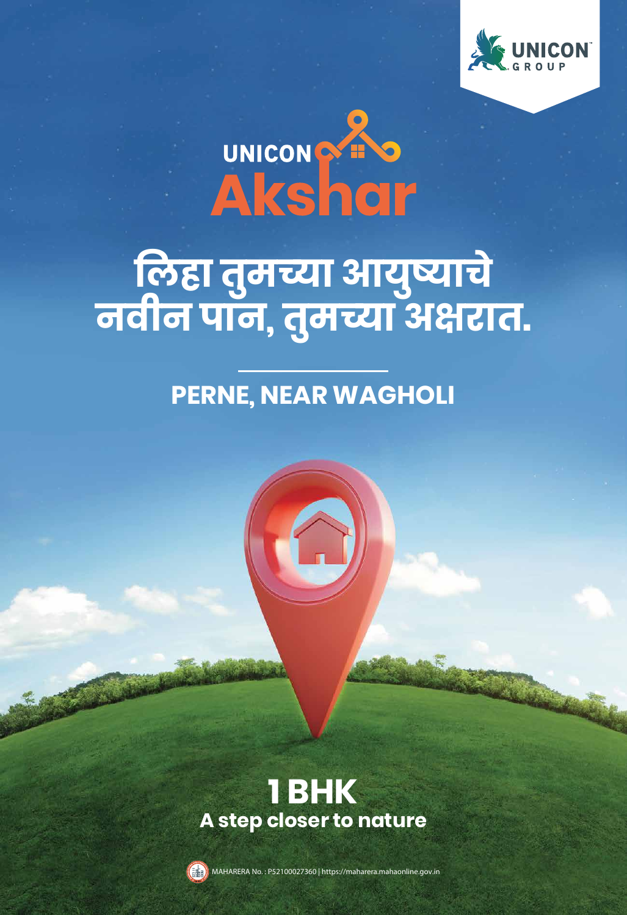UNICON GROUP

# UNICON Akshar

## लिहा तुमच्या आयुष्याचे नवीन पान, तुमच्या अक्षरात.

### PERNE, NEAR WAGHOLI

## 1 BHK

**A step closer to nature**

MAHARERA No. : P52100027360 | https://maharera.mahaonline.gov.in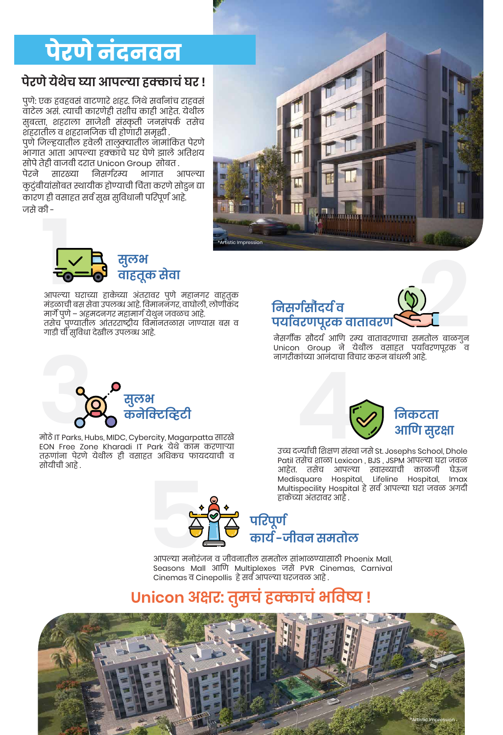# पेरणे नंदनवन

## पेरणे येथेच घ्या आपल्या हक्काचं घर !

पुणे: एक हवहवसं वाटणारे शहर. जिथे सर्वांनांच राहवसं वाटेल असं. त्याची कारणेही तशीच काही आहेत. येथील सुबत्ता, शहराला साजेशी संस्कृती जनसंपर्क तसेच शहरातील व शहरानजिक ची होणारी समृद्धी .
पुणे जिल्ह्यातील हवेली तालुक्यातील नामांकित पेरणे भागात आता आपल्या हक्काचे घर घेणे झाले अतिशय सोपे तेही वाजवी दरात Unicon Group सोबत .
पेरने सारख्या निसर्गरम्य भागात आपल्या कुटुंबीयांसोबत स्थायीक होण्याची चिंता करणे सोडुन द्या कारण ही वसाहत सर्व सुख सुविधानी परिपूर्ण आहे.
जसे की -

*Artistic Impression

### 1 सुलभ वाहतूक सेवा

आपल्या घराच्या हाकेच्या अंतरावर पुणे महानगर वाहतुक मंडळाची बस सेवा उपलब्ध आहे. विमाननगर, वाघोली, लोणीकंद मार्गे पुणे – अहमदनगर महामार्ग येथुन जवळच आहे.
तसेच पुण्यातील आंतरराष्ट्रीय विमानतळास जाण्यास बस व गाडी ची सुविधा देखील उपलब्ध आहे.

### 2 निसर्गसौंदर्य व पर्यावरणपूरक वातावरण

नैसर्गीक सौंदर्य आणि रम्य वातावरणाचा समतोल बाळगुन Unicon Group ने येथील वसाहत पर्यावरणपूरक व नागरीकांच्या आनंदाचा विचार करून बांधली आहे.

### 3 सुलभ कनेक्टिव्हिटी

मोठे IT Parks, Hubs, MIDC, Cybercity, Magarpatta सारखे EON Free Zone Kharadi IT Park येथे काम करणाऱ्या तरुणांना पेरणे येथील ही वसाहत अधिकच फायदयाची व सोयीची आहे .

### 4 निकटता आणि सुरक्षा

उच्च दर्ज्याची शिक्षण संस्था जसे St. Josephs School, Dhole Patil तसेच शाळा Lexicon , BJS , JSPM आपल्या घरा जवळ आहेत. तसेच आपल्या स्वास्थ्याची काळजी घेऊन Medisquare Hospital, Lifeline Hospital, Imax Multispecility Hospital हे सर्व आपल्या घरा जवळ अगदी हाकेच्या अंतरावर आहे .

### 5 परिपूर्ण कार्य-जीवन समतोल

आपल्या मनोरंजन व जीवनातील समतोल सांभाळण्यासाठी Phoenix Mall, Seasons Mall आणि Multiplexes जसे PVR Cinemas, Carnival Cinemas व Cinepollis हे सर्व आपल्या घरजवळ आहे .

## Unicon अक्षर: तुमचं हक्काचं भविष्य !

*Artistic Impression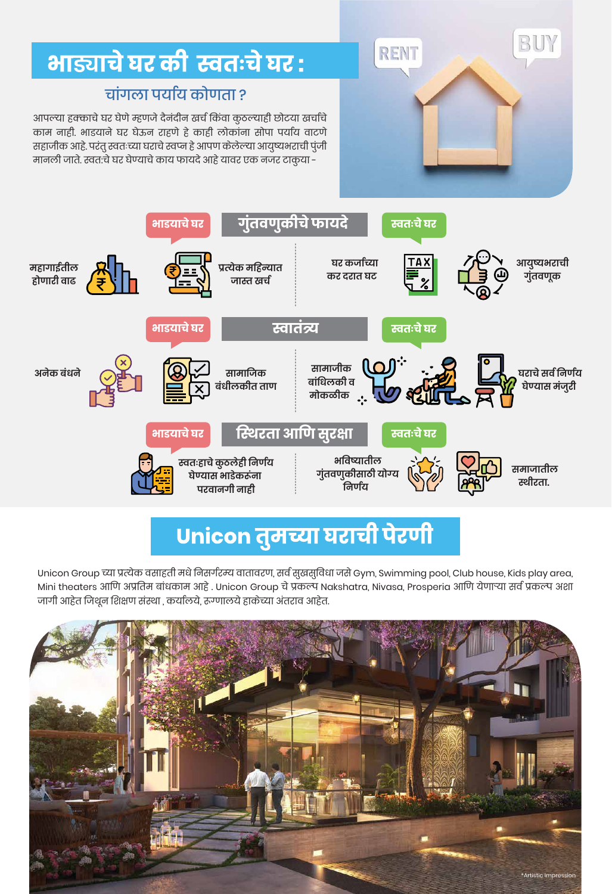# भाड्याचे घर की स्वतःचे घर :

## चांगला पर्याय कोणता ?

आपल्या हक्काचे घर घेणे म्हणजे दैनंदीन खर्च किंवा कुठल्याही छोटया खर्चाचे काम नाही. भाडयाने घर घेऊन राहणे हे काही लोकांना सोपा पर्याय वाटणे सहाजीक आहे. परंतु स्वतःच्या घराचे स्वप्न हे आपण केलेल्या आयुष्यभराची पुंजी मानली जाते. स्वतःचे घर घेण्याचे काय फायदे आहे यावर एक नजर टाकुया -

### गुंतवणुकीचे फायदे

| भाडयाचे घर | स्वतःचे घर |
| --- | --- |
| महागाईतील होणारी वाढ | घर कर्जाच्या कर दरात घट |
| प्रत्येक महिन्यात जास्त खर्च | आयुष्यभराची गुंतवणूक |

### स्वातंत्र्य

| भाडयाचे घर | स्वतःचे घर |
| --- | --- |
| अनेक बंधने | सामाजीक बांधिलकी व मोकळीक |
| सामाजिक बंधीलकीत ताण | घराचे सर्व निर्णय घेण्यास मंजुरी |

### स्थिरता आणि सुरक्षा

| भाडयाचे घर | स्वतःचे घर |
| --- | --- |
| स्वतःहाचे कुठलेही निर्णय घेण्यास भाडेकरूंना परवानगी नाही | भविष्यातील गुंतवणुकीसाठी योग्य निर्णय |
| | समाजातील स्थीरता. |

# Unicon तुमच्या घराची पेरणी

Unicon Group च्या प्रत्येक वसाहती मधे निसर्गरम्य वातावरण, सर्व सुखसुविधा जसे Gym, Swimming pool, Club house, Kids play area, Mini theaters आणि अप्रतिम बांधकाम आहे . Unicon Group चे प्रकल्प Nakshatra, Nivasa, Prosperia आणि येणाऱ्या सर्व प्रकल्प अशा जागी आहेत जिथून शिक्षण संस्था , कार्यालये, रूग्णालये हाकेच्या अंतराव आहेत.

*Artistic impression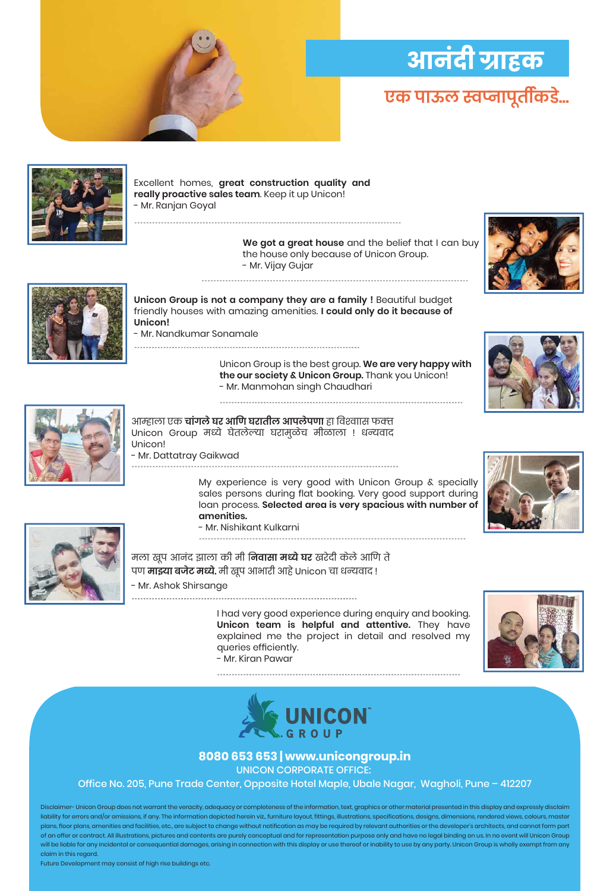# आनंदी ग्राहक

## एक पाऊल स्वप्नापूर्तीकडे...

Excellent homes, **great construction quality and really proactive sales team**. Keep it up Unicon!
- Mr. Ranjan Goyal

**We got a great house** and the belief that I can buy the house only because of Unicon Group.
- Mr. Vijay Gujar

**Unicon Group is not a company they are a family !** Beautiful budget friendly houses with amazing amenities. **I could only do it because of Unicon!**
- Mr. Nandkumar Sonamale

Unicon Group is the best group. **We are very happy with the our society & Unicon Group.** Thank you Unicon!
- Mr. Manmohan singh Chaudhari

आम्हाला एक **चांगले घर आणि घरातील आपलेपणा** हा विश्वास फक्त Unicon Group मध्ये घेतलेल्या घरामुळेच मीळाला ! धन्यवाद Unicon!
- Mr. Dattatray Gaikwad

My experience is very good with Unicon Group & specially sales persons during flat booking. Very good support during loan process. **Selected area is very spacious with number of amenities.**
- Mr. Nishikant Kulkarni

मला खूप आनंद झाला की मी **निवासा मध्ये घर** खरेदी केले आणि ते पण **माझ्या बजेट मध्ये.** मी खूप आभारी आहे Unicon चा धन्यवाद !
- Mr. Ashok Shirsange

I had very good experience during enquiry and booking. **Unicon team is helpful and attentive.** They have explained me the project in detail and resolved my queries efficiently.
- Mr. Kiran Pawar

UNICON™ GROUP

**8080 653 653 | www.unicongroup.in**

UNICON CORPORATE OFFICE:

Office No. 205, Pune Trade Center, Opposite Hotel Maple, Ubale Nagar, Wagholi, Pune – 412207

Disclaimer- Unicon Group does not warrant the veracity, adequacy or completeness of the information, text, graphics or other material presented in this display and expressly disclaim liability for errors and/or omissions, if any. The information depicted herein viz., furniture layout, fittings, illustrations, specifications, designs, dimensions, rendered views, colours, master plans, floor plans, amenities and facilities, etc., are subject to change without notification as may be required by relevant authorities or the developer's architects, and cannot form part of an offer or contract. All illustrations, pictures and contents are purely conceptual and for representation purpose only and have no legal binding on us. In no event will Unicon Group will be liable for any incidental or consequential damages, arising in connection with this display or use thereof or inability to use by any party. Unicon Group is wholly exempt from any claim in this regard.

Future Development may consist of high rise buildings etc.